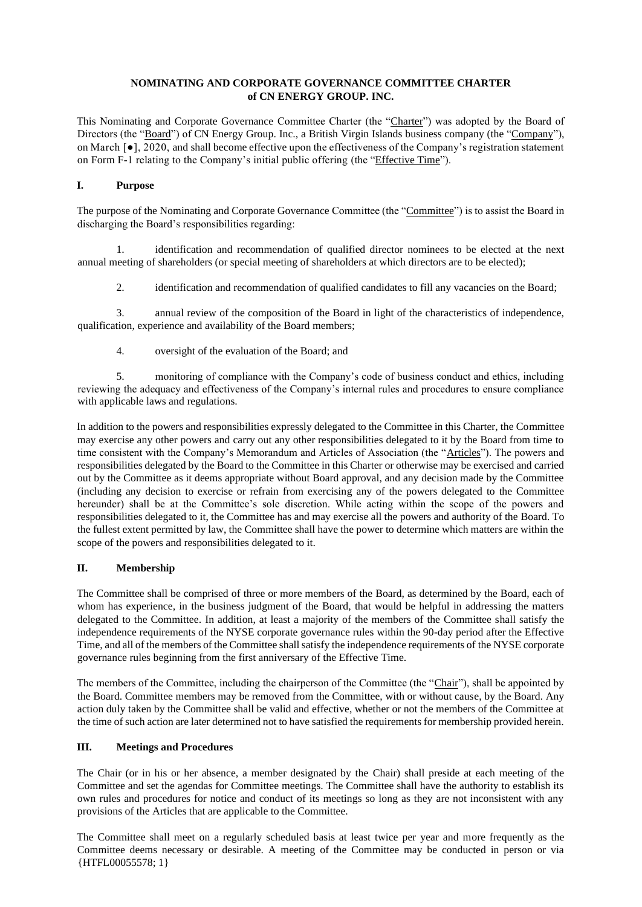**NOMINATING AND CORPORATE GOVERNANCE COMMITTEE CHARTER of CN ENERGY GROUP. INC.**

This Nominating and Corporate Governance Committee Charter (the "Charter") was adopted by the Board of Directors (the "Board") of CN Energy Group. Inc., a British Virgin Islands business company (the "Company"), on March [●], 2020, and shall become effective upon the effectiveness of the Company's registration statement on Form F-1 relating to the Company's initial public offering (the "Effective Time").

## I. Purpose

The purpose of the Nominating and Corporate Governance Committee (the "Committee") is to assist the Board in discharging the Board's responsibilities regarding:

1. identification and recommendation of qualified director nominees to be elected at the next annual meeting of shareholders (or special meeting of shareholders at which directors are to be elected);

2. identification and recommendation of qualified candidates to fill any vacancies on the Board;

3. annual review of the composition of the Board in light of the characteristics of independence, qualification, experience and availability of the Board members;

4. oversight of the evaluation of the Board; and

5. monitoring of compliance with the Company's code of business conduct and ethics, including reviewing the adequacy and effectiveness of the Company's internal rules and procedures to ensure compliance with applicable laws and regulations.

In addition to the powers and responsibilities expressly delegated to the Committee in this Charter, the Committee may exercise any other powers and carry out any other responsibilities delegated to it by the Board from time to time consistent with the Company's Memorandum and Articles of Association (the "Articles"). The powers and responsibilities delegated by the Board to the Committee in this Charter or otherwise may be exercised and carried out by the Committee as it deems appropriate without Board approval, and any decision made by the Committee (including any decision to exercise or refrain from exercising any of the powers delegated to the Committee hereunder) shall be at the Committee's sole discretion. While acting within the scope of the powers and responsibilities delegated to it, the Committee has and may exercise all the powers and authority of the Board. To the fullest extent permitted by law, the Committee shall have the power to determine which matters are within the scope of the powers and responsibilities delegated to it.

## II. Membership

The Committee shall be comprised of three or more members of the Board, as determined by the Board, each of whom has experience, in the business judgment of the Board, that would be helpful in addressing the matters delegated to the Committee. In addition, at least a majority of the members of the Committee shall satisfy the independence requirements of the NYSE corporate governance rules within the 90-day period after the Effective Time, and all of the members of the Committee shall satisfy the independence requirements of the NYSE corporate governance rules beginning from the first anniversary of the Effective Time.

The members of the Committee, including the chairperson of the Committee (the "Chair"), shall be appointed by the Board. Committee members may be removed from the Committee, with or without cause, by the Board. Any action duly taken by the Committee shall be valid and effective, whether or not the members of the Committee at the time of such action are later determined not to have satisfied the requirements for membership provided herein.

## III. Meetings and Procedures

The Chair (or in his or her absence, a member designated by the Chair) shall preside at each meeting of the Committee and set the agendas for Committee meetings. The Committee shall have the authority to establish its own rules and procedures for notice and conduct of its meetings so long as they are not inconsistent with any provisions of the Articles that are applicable to the Committee.

The Committee shall meet on a regularly scheduled basis at least twice per year and more frequently as the Committee deems necessary or desirable. A meeting of the Committee may be conducted in person or via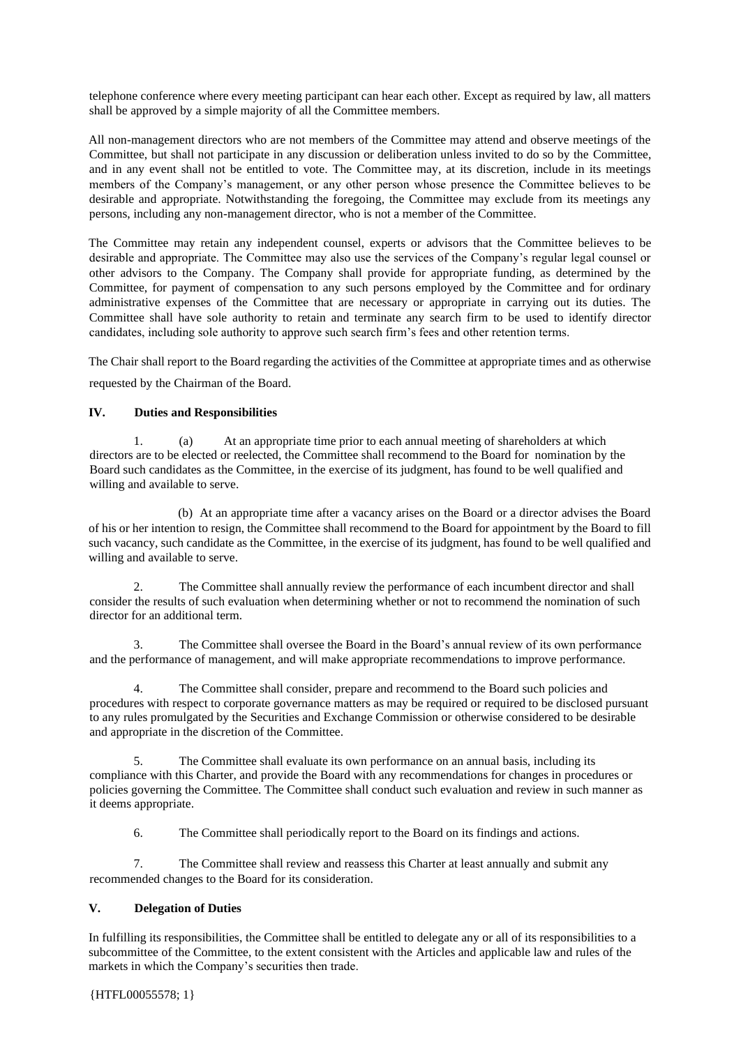telephone conference where every meeting participant can hear each other. Except as required by law, all matters shall be approved by a simple majority of all the Committee members.

All non-management directors who are not members of the Committee may attend and observe meetings of the Committee, but shall not participate in any discussion or deliberation unless invited to do so by the Committee, and in any event shall not be entitled to vote. The Committee may, at its discretion, include in its meetings members of the Company's management, or any other person whose presence the Committee believes to be desirable and appropriate. Notwithstanding the foregoing, the Committee may exclude from its meetings any persons, including any non-management director, who is not a member of the Committee.

The Committee may retain any independent counsel, experts or advisors that the Committee believes to be desirable and appropriate. The Committee may also use the services of the Company's regular legal counsel or other advisors to the Company. The Company shall provide for appropriate funding, as determined by the Committee, for payment of compensation to any such persons employed by the Committee and for ordinary administrative expenses of the Committee that are necessary or appropriate in carrying out its duties. The Committee shall have sole authority to retain and terminate any search firm to be used to identify director candidates, including sole authority to approve such search firm's fees and other retention terms.

The Chair shall report to the Board regarding the activities of the Committee at appropriate times and as otherwise requested by the Chairman of the Board.

## IV. Duties and Responsibilities

1. (a) At an appropriate time prior to each annual meeting of shareholders at which directors are to be elected or reelected, the Committee shall recommend to the Board for nomination by the Board such candidates as the Committee, in the exercise of its judgment, has found to be well qualified and willing and available to serve.

   (b) At an appropriate time after a vacancy arises on the Board or a director advises the Board of his or her intention to resign, the Committee shall recommend to the Board for appointment by the Board to fill such vacancy, such candidate as the Committee, in the exercise of its judgment, has found to be well qualified and willing and available to serve.

2. The Committee shall annually review the performance of each incumbent director and shall consider the results of such evaluation when determining whether or not to recommend the nomination of such director for an additional term.

3. The Committee shall oversee the Board in the Board's annual review of its own performance and the performance of management, and will make appropriate recommendations to improve performance.

4. The Committee shall consider, prepare and recommend to the Board such policies and procedures with respect to corporate governance matters as may be required or required to be disclosed pursuant to any rules promulgated by the Securities and Exchange Commission or otherwise considered to be desirable and appropriate in the discretion of the Committee.

5. The Committee shall evaluate its own performance on an annual basis, including its compliance with this Charter, and provide the Board with any recommendations for changes in procedures or policies governing the Committee. The Committee shall conduct such evaluation and review in such manner as it deems appropriate.

6. The Committee shall periodically report to the Board on its findings and actions.

7. The Committee shall review and reassess this Charter at least annually and submit any recommended changes to the Board for its consideration.

## V. Delegation of Duties

In fulfilling its responsibilities, the Committee shall be entitled to delegate any or all of its responsibilities to a subcommittee of the Committee, to the extent consistent with the Articles and applicable law and rules of the markets in which the Company's securities then trade.

{HTFL00055578; 1}